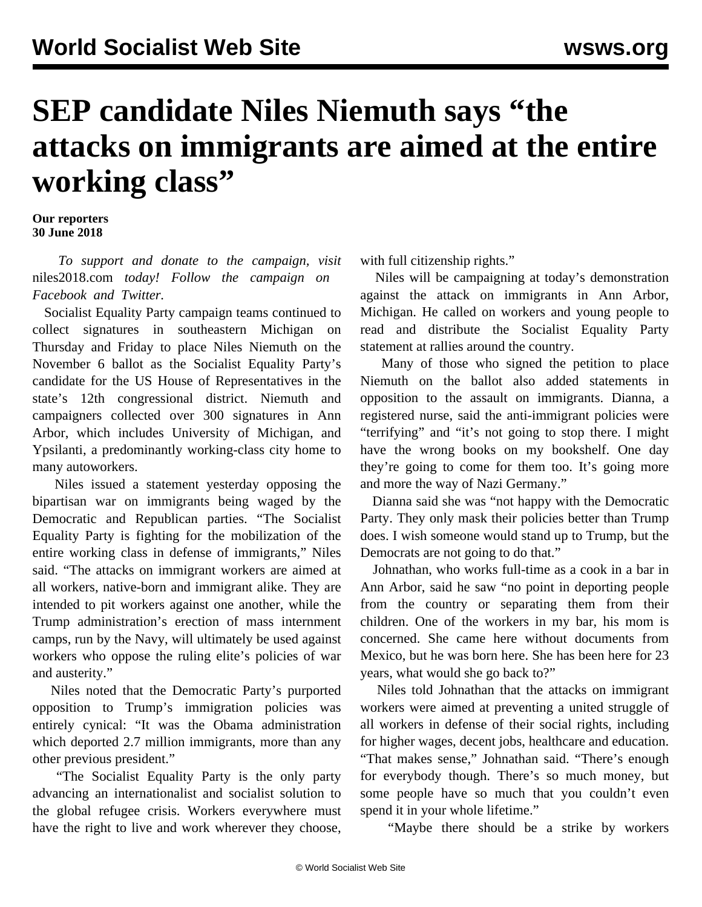# SEP candidate Niles Niemuth says "the attacks on immigrants are aimed at the entire working class"

**Our reporters**
**30 June 2018**

*To support and donate to the campaign, visit* niles2018.com *today! Follow the campaign on Facebook and Twitter.*

Socialist Equality Party campaign teams continued to collect signatures in southeastern Michigan on Thursday and Friday to place Niles Niemuth on the November 6 ballot as the Socialist Equality Party's candidate for the US House of Representatives in the state's 12th congressional district. Niemuth and campaigners collected over 300 signatures in Ann Arbor, which includes University of Michigan, and Ypsilanti, a predominantly working-class city home to many autoworkers.

Niles issued a statement yesterday opposing the bipartisan war on immigrants being waged by the Democratic and Republican parties. "The Socialist Equality Party is fighting for the mobilization of the entire working class in defense of immigrants," Niles said. "The attacks on immigrant workers are aimed at all workers, native-born and immigrant alike. They are intended to pit workers against one another, while the Trump administration's erection of mass internment camps, run by the Navy, will ultimately be used against workers who oppose the ruling elite's policies of war and austerity."

Niles noted that the Democratic Party's purported opposition to Trump's immigration policies was entirely cynical: "It was the Obama administration which deported 2.7 million immigrants, more than any other previous president."

"The Socialist Equality Party is the only party advancing an internationalist and socialist solution to the global refugee crisis. Workers everywhere must have the right to live and work wherever they choose, with full citizenship rights."

Niles will be campaigning at today's demonstration against the attack on immigrants in Ann Arbor, Michigan. He called on workers and young people to read and distribute the Socialist Equality Party statement at rallies around the country.

Many of those who signed the petition to place Niemuth on the ballot also added statements in opposition to the assault on immigrants. Dianna, a registered nurse, said the anti-immigrant policies were "terrifying" and "it's not going to stop there. I might have the wrong books on my bookshelf. One day they're going to come for them too. It's going more and more the way of Nazi Germany."

Dianna said she was "not happy with the Democratic Party. They only mask their policies better than Trump does. I wish someone would stand up to Trump, but the Democrats are not going to do that."

Johnathan, who works full-time as a cook in a bar in Ann Arbor, said he saw "no point in deporting people from the country or separating them from their children. One of the workers in my bar, his mom is concerned. She came here without documents from Mexico, but he was born here. She has been here for 23 years, what would she go back to?"

Niles told Johnathan that the attacks on immigrant workers were aimed at preventing a united struggle of all workers in defense of their social rights, including for higher wages, decent jobs, healthcare and education. "That makes sense," Johnathan said. "There's enough for everybody though. There's so much money, but some people have so much that you couldn't even spend it in your whole lifetime."

"Maybe there should be a strike by workers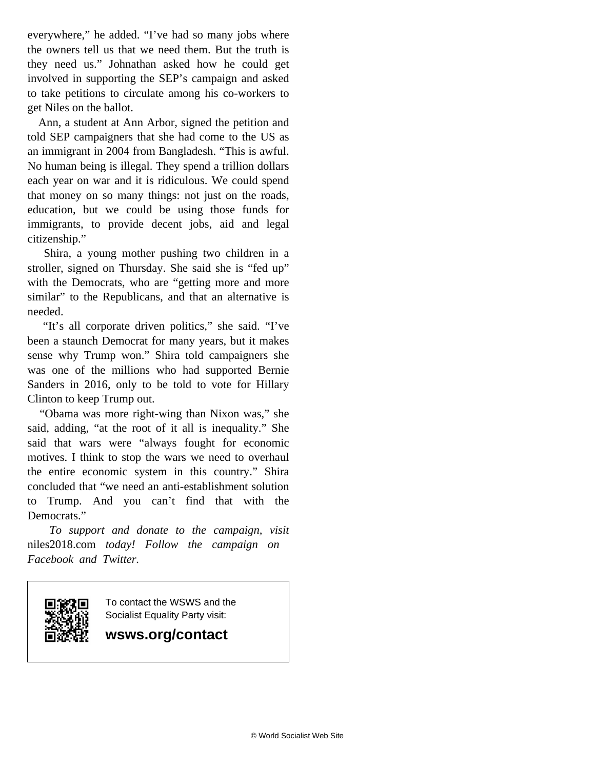everywhere," he added. "I've had so many jobs where the owners tell us that we need them. But the truth is they need us." Johnathan asked how he could get involved in supporting the SEP's campaign and asked to take petitions to circulate among his co-workers to get Niles on the ballot.

Ann, a student at Ann Arbor, signed the petition and told SEP campaigners that she had come to the US as an immigrant in 2004 from Bangladesh. "This is awful. No human being is illegal. They spend a trillion dollars each year on war and it is ridiculous. We could spend that money on so many things: not just on the roads, education, but we could be using those funds for immigrants, to provide decent jobs, aid and legal citizenship."

Shira, a young mother pushing two children in a stroller, signed on Thursday. She said she is "fed up" with the Democrats, who are "getting more and more similar" to the Republicans, and that an alternative is needed.

"It's all corporate driven politics," she said. "I've been a staunch Democrat for many years, but it makes sense why Trump won." Shira told campaigners she was one of the millions who had supported Bernie Sanders in 2016, only to be told to vote for Hillary Clinton to keep Trump out.

"Obama was more right-wing than Nixon was," she said, adding, "at the root of it all is inequality." She said that wars were "always fought for economic motives. I think to stop the wars we need to overhaul the entire economic system in this country." Shira concluded that "we need an anti-establishment solution to Trump. And you can't find that with the Democrats."

*To support and donate to the campaign, visit* niles2018.com *today! Follow the campaign on Facebook and Twitter.*

To contact the WSWS and the Socialist Equality Party visit:

**wsws.org/contact**